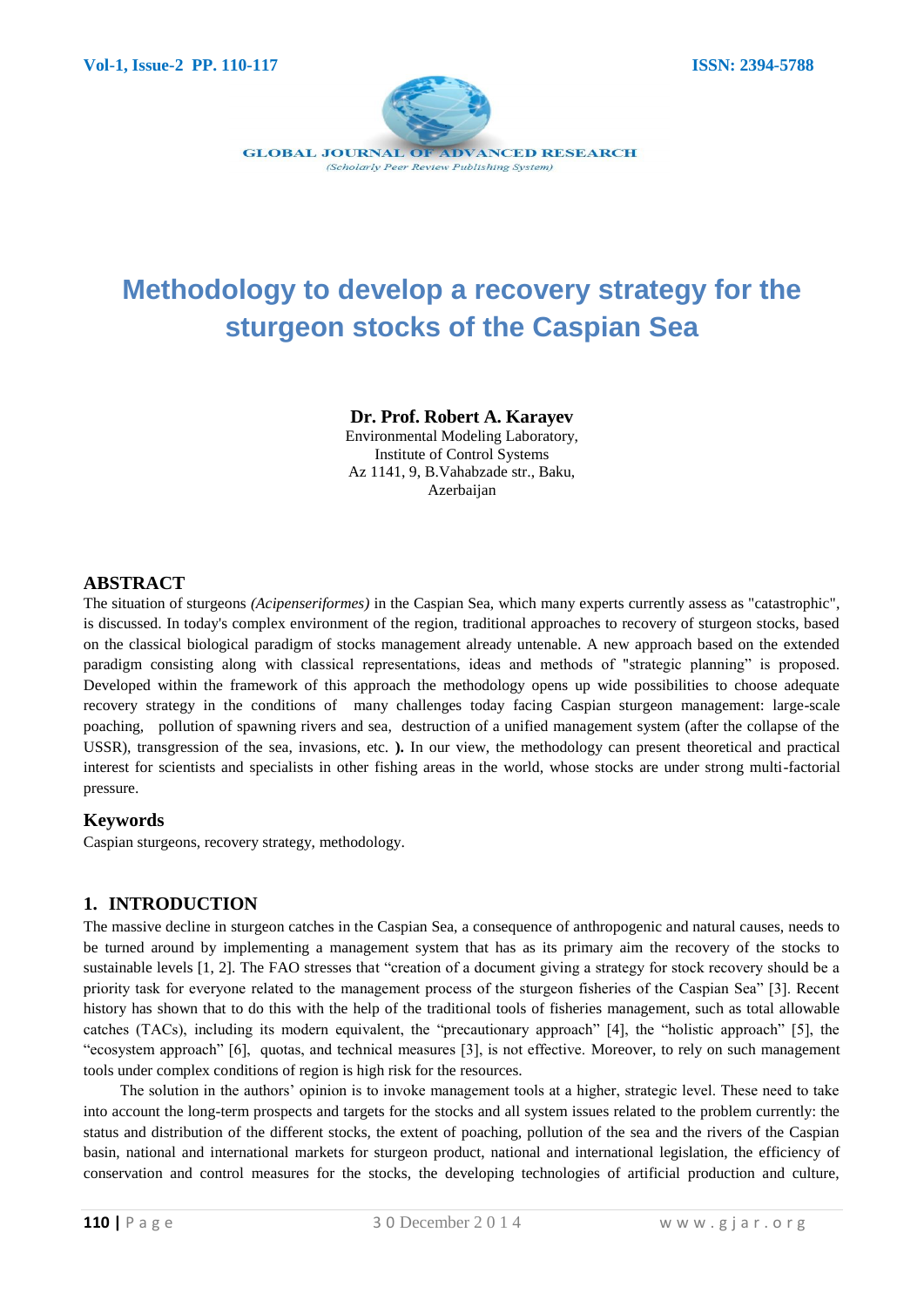# Methodology to develop a recovery strategy for the sturgeon stocks of the Caspian Sea

**Dr. Prof. Robert A. Karayev**
Environmental Modeling Laboratory,
Institute of Control Systems
Az 1141, 9, B.Vahabzade str., Baku,
Azerbaijan

## ABSTRACT

The situation of sturgeons *(Acipenseriformes)* in the Caspian Sea, which many experts currently assess as "catastrophic", is discussed. In today's complex environment of the region, traditional approaches to recovery of sturgeon stocks, based on the classical biological paradigm of stocks management already untenable. A new approach based on the extended paradigm consisting along with classical representations, ideas and methods of "strategic planning" is proposed. Developed within the framework of this approach the methodology opens up wide possibilities to choose adequate recovery strategy in the conditions of many challenges today facing Caspian sturgeon management: large-scale poaching, pollution of spawning rivers and sea, destruction of a unified management system (after the collapse of the USSR), transgression of the sea, invasions, etc. **).** In our view, the methodology can present theoretical and practical interest for scientists and specialists in other fishing areas in the world, whose stocks are under strong multi-factorial pressure.

### Keywords

Caspian sturgeons, recovery strategy, methodology.

## 1. INTRODUCTION

The massive decline in sturgeon catches in the Caspian Sea, a consequence of anthropogenic and natural causes, needs to be turned around by implementing a management system that has as its primary aim the recovery of the stocks to sustainable levels [1, 2]. The FAO stresses that "creation of a document giving a strategy for stock recovery should be a priority task for everyone related to the management process of the sturgeon fisheries of the Caspian Sea" [3]. Recent history has shown that to do this with the help of the traditional tools of fisheries management, such as total allowable catches (TACs), including its modern equivalent, the "precautionary approach" [4], the "holistic approach" [5], the "ecosystem approach" [6], quotas, and technical measures [3], is not effective. Moreover, to rely on such management tools under complex conditions of region is high risk for the resources.

The solution in the authors' opinion is to invoke management tools at a higher, strategic level. These need to take into account the long-term prospects and targets for the stocks and all system issues related to the problem currently: the status and distribution of the different stocks, the extent of poaching, pollution of the sea and the rivers of the Caspian basin, national and international markets for sturgeon product, national and international legislation, the efficiency of conservation and control measures for the stocks, the developing technologies of artificial production and culture,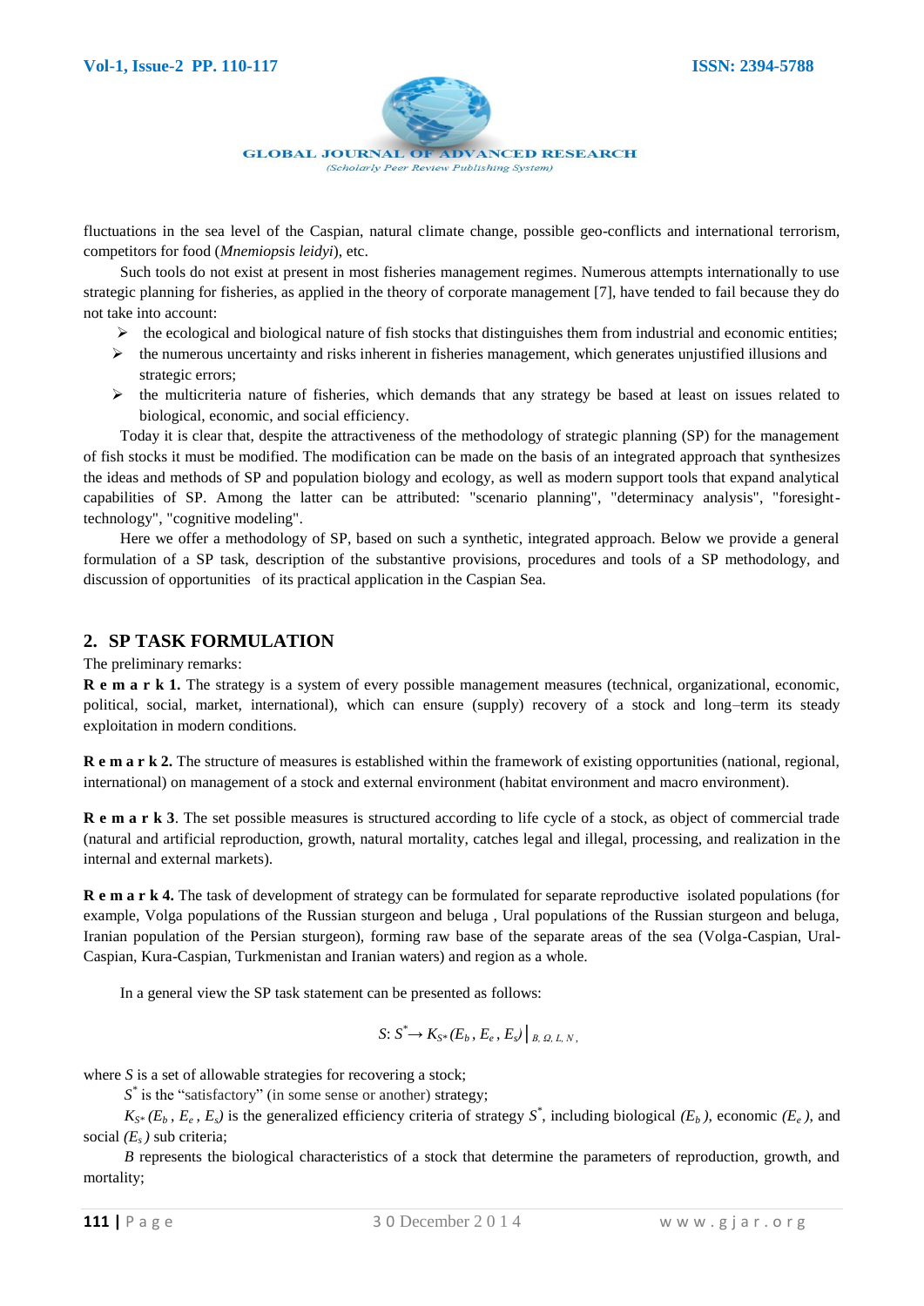fluctuations in the sea level of the Caspian, natural climate change, possible geo-conflicts and international terrorism, competitors for food (*Mnemiopsis leidyi*), etc.

Such tools do not exist at present in most fisheries management regimes. Numerous attempts internationally to use strategic planning for fisheries, as applied in the theory of corporate management [7], have tended to fail because they do not take into account:

- the ecological and biological nature of fish stocks that distinguishes them from industrial and economic entities;
- the numerous uncertainty and risks inherent in fisheries management, which generates unjustified illusions and strategic errors;
- the multicriteria nature of fisheries, which demands that any strategy be based at least on issues related to biological, economic, and social efficiency.

Today it is clear that, despite the attractiveness of the methodology of strategic planning (SP) for the management of fish stocks it must be modified. The modification can be made on the basis of an integrated approach that synthesizes the ideas and methods of SP and population biology and ecology, as well as modern support tools that expand analytical capabilities of SP. Among the latter can be attributed: "scenario planning", "determinacy analysis", "foresight-technology", "cognitive modeling".

Here we offer a methodology of SP, based on such a synthetic, integrated approach. Below we provide a general formulation of a SP task, description of the substantive provisions, procedures and tools of a SP methodology, and discussion of opportunities of its practical application in the Caspian Sea.

## 2. SP TASK FORMULATION

The preliminary remarks:

**R e m a r k 1.** The strategy is a system of every possible management measures (technical, organizational, economic, political, social, market, international), which can ensure (supply) recovery of a stock and long–term its steady exploitation in modern conditions.

**R e m a r k 2.** The structure of measures is established within the framework of existing opportunities (national, regional, international) on management of a stock and external environment (habitat environment and macro environment).

**R e m a r k 3**. The set possible measures is structured according to life cycle of a stock, as object of commercial trade (natural and artificial reproduction, growth, natural mortality, catches legal and illegal, processing, and realization in the internal and external markets).

**R e m a r k 4.** The task of development of strategy can be formulated for separate reproductive isolated populations (for example, Volga populations of the Russian sturgeon and beluga , Ural populations of the Russian sturgeon and beluga, Iranian population of the Persian sturgeon), forming raw base of the separate areas of the sea (Volga-Caspian, Ural-Caspian, Kura-Caspian, Turkmenistan and Iranian waters) and region as a whole.

In a general view the SP task statement can be presented as follows:

$$S: S^{*} \rightarrow K_{S^{*}}(E_b, E_e, E_s)\big|_{B,\,\Omega,\,L,\,N},$$

where $S$ is a set of allowable strategies for recovering a stock;

$S^{*}$ is the "satisfactory" (in some sense or another) strategy;

$K_{S^{*}}(E_b, E_e, E_s)$ is the generalized efficiency criteria of strategy $S^{*}$, including biological $(E_b)$, economic $(E_e)$, and social $(E_s)$ sub criteria;

$B$ represents the biological characteristics of a stock that determine the parameters of reproduction, growth, and mortality;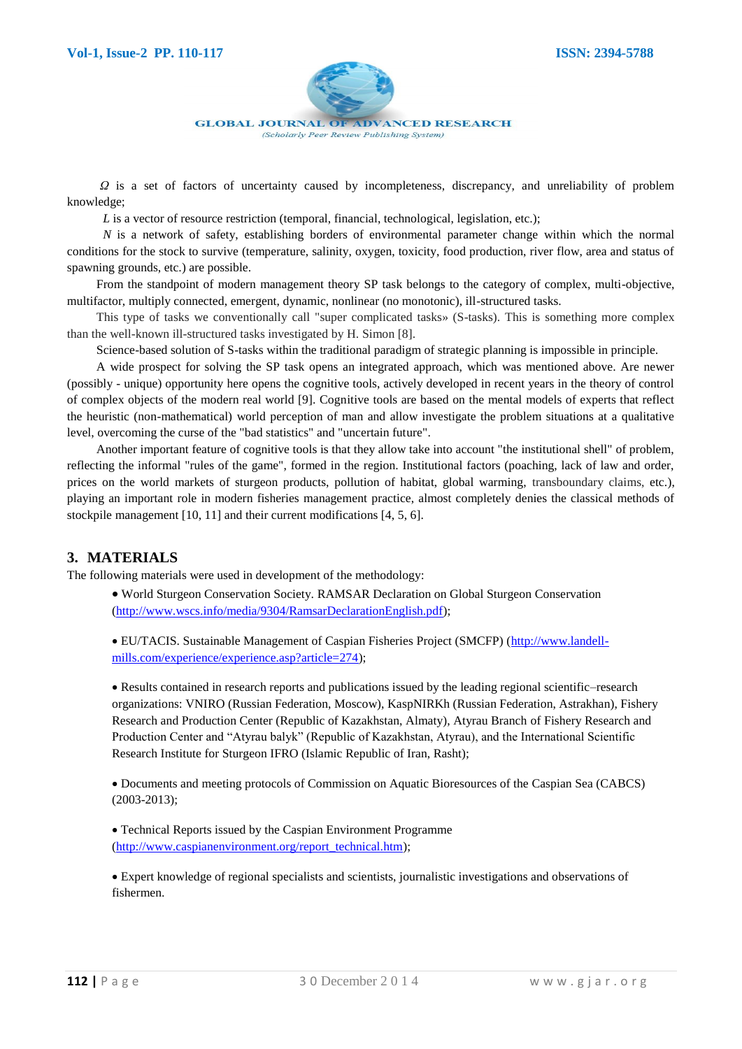$\Omega$ is a set of factors of uncertainty caused by incompleteness, discrepancy, and unreliability of problem knowledge;

$L$ is a vector of resource restriction (temporal, financial, technological, legislation, etc.);

$N$ is a network of safety, establishing borders of environmental parameter change within which the normal conditions for the stock to survive (temperature, salinity, oxygen, toxicity, food production, river flow, area and status of spawning grounds, etc.) are possible.

From the standpoint of modern management theory SP task belongs to the category of complex, multi-objective, multifactor, multiply connected, emergent, dynamic, nonlinear (no monotonic), ill-structured tasks.

This type of tasks we conventionally call "super complicated tasks» (S-tasks). This is something more complex than the well-known ill-structured tasks investigated by H. Simon [8].

Science-based solution of S-tasks within the traditional paradigm of strategic planning is impossible in principle.

A wide prospect for solving the SP task opens an integrated approach, which was mentioned above. Are newer (possibly - unique) opportunity here opens the cognitive tools, actively developed in recent years in the theory of control of complex objects of the modern real world [9]. Cognitive tools are based on the mental models of experts that reflect the heuristic (non-mathematical) world perception of man and allow investigate the problem situations at a qualitative level, overcoming the curse of the "bad statistics" and "uncertain future".

Another important feature of cognitive tools is that they allow take into account "the institutional shell" of problem, reflecting the informal "rules of the game", formed in the region. Institutional factors (poaching, lack of law and order, prices on the world markets of sturgeon products, pollution of habitat, global warming, transboundary claims, etc.), playing an important role in modern fisheries management practice, almost completely denies the classical methods of stockpile management [10, 11] and their current modifications [4, 5, 6].

## 3. MATERIALS

The following materials were used in development of the methodology:

- World Sturgeon Conservation Society. RAMSAR Declaration on Global Sturgeon Conservation (http://www.wscs.info/media/9304/RamsarDeclarationEnglish.pdf);
- EU/TACIS. Sustainable Management of Caspian Fisheries Project (SMCFP) (http://www.landell-mills.com/experience/experience.asp?article=274);
- Results contained in research reports and publications issued by the leading regional scientific–research organizations: VNIRO (Russian Federation, Moscow), KaspNIRKh (Russian Federation, Astrakhan), Fishery Research and Production Center (Republic of Kazakhstan, Almaty), Atyrau Branch of Fishery Research and Production Center and "Atyrau balyk" (Republic of Kazakhstan, Atyrau), and the International Scientific Research Institute for Sturgeon IFRO (Islamic Republic of Iran, Rasht);
- Documents and meeting protocols of Commission on Aquatic Bioresources of the Caspian Sea (CABCS) (2003-2013);
- Technical Reports issued by the Caspian Environment Programme (http://www.caspianenvironment.org/report_technical.htm);
- Expert knowledge of regional specialists and scientists, journalistic investigations and observations of fishermen.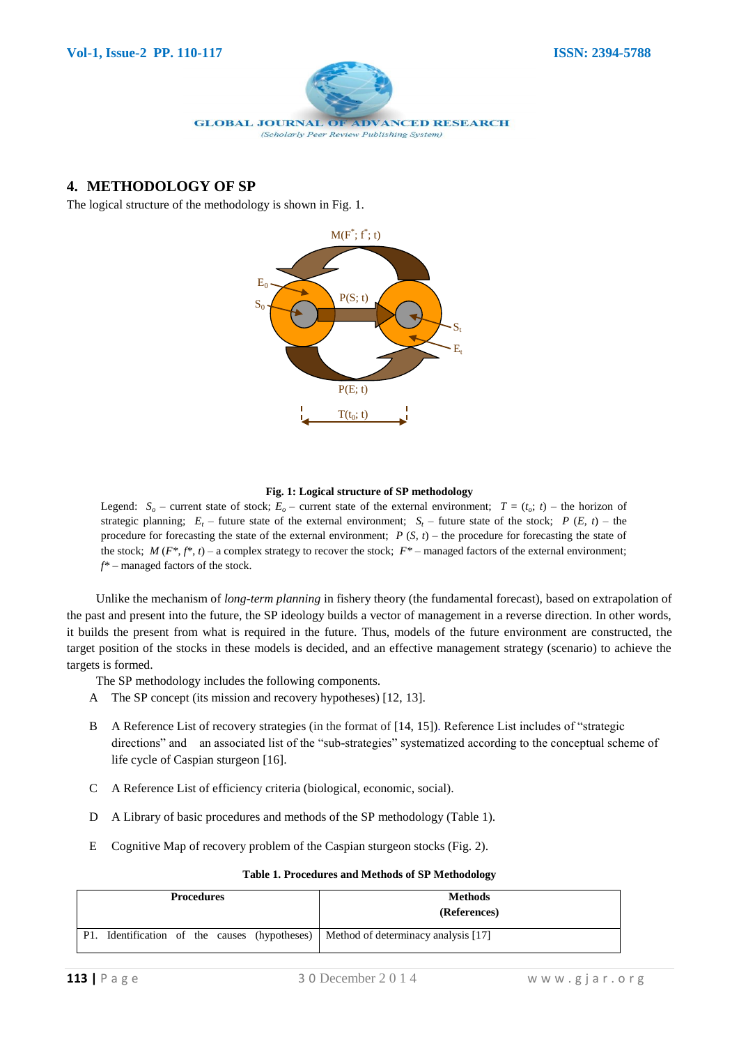## 4. METHODOLOGY OF SP

The logical structure of the methodology is shown in Fig. 1.

**Fig. 1: Logical structure of SP methodology**

Legend: $S_o$ – current state of stock; $E_o$ – current state of the external environment; $T = (t_o;\ t)$ – the horizon of strategic planning; $E_t$ – future state of the external environment; $S_t$ – future state of the stock; $P\ (E,\ t)$ – the procedure for forecasting the state of the external environment; $P\ (S,\ t)$ – the procedure for forecasting the state of the stock; $M\ (F^*, f^*, t)$ – a complex strategy to recover the stock; $F^*$ – managed factors of the external environment; $f^*$ – managed factors of the stock.

Unlike the mechanism of *long-term planning* in fishery theory (the fundamental forecast), based on extrapolation of the past and present into the future, the SP ideology builds a vector of management in a reverse direction. In other words, it builds the present from what is required in the future. Thus, models of the future environment are constructed, the target position of the stocks in these models is decided, and an effective management strategy (scenario) to achieve the targets is formed.

The SP methodology includes the following components.

A The SP concept (its mission and recovery hypotheses) [12, 13].

B A Reference List of recovery strategies (in the format of [14, 15]). Reference List includes of "strategic directions" and an associated list of the "sub-strategies" systematized according to the conceptual scheme of life cycle of Caspian sturgeon [16].

C A Reference List of efficiency criteria (biological, economic, social).

D A Library of basic procedures and methods of the SP methodology (Table 1).

E Cognitive Map of recovery problem of the Caspian sturgeon stocks (Fig. 2).

**Table 1. Procedures and Methods of SP Methodology**

| Procedures | Methods (References) |
|---|---|
| P1. Identification of the causes (hypotheses) | Method of determinacy analysis [17] |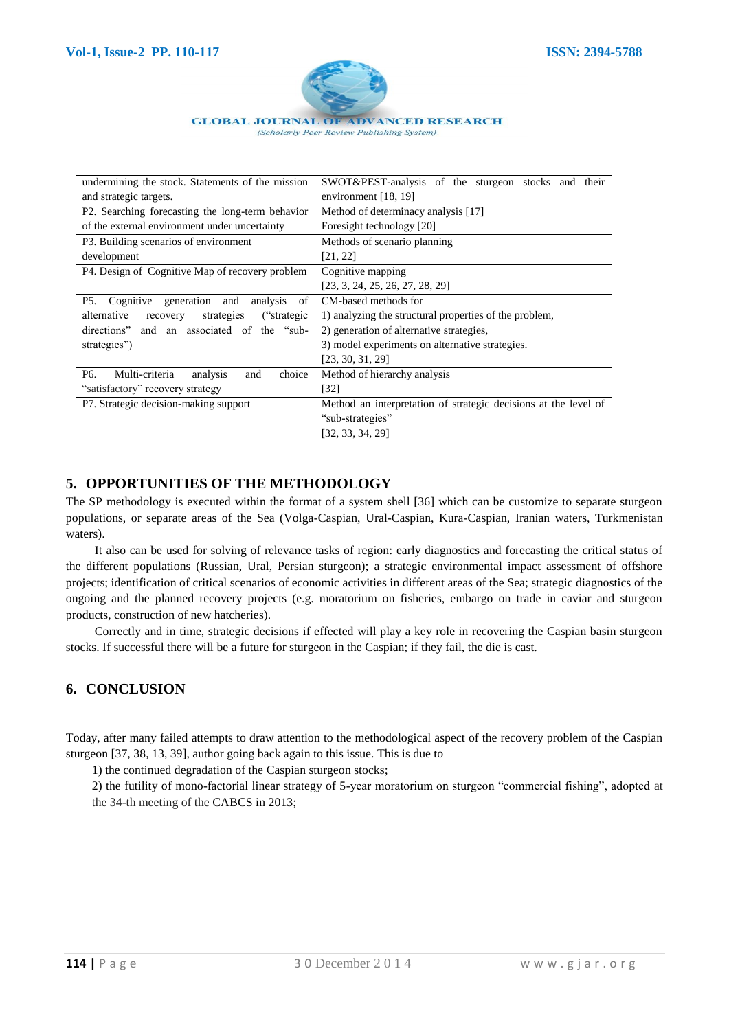| | |
|---|---|
| undermining the stock. Statements of the mission and strategic targets. | SWOT&PEST-analysis of the sturgeon stocks and their environment [18, 19] |
| P2. Searching forecasting the long-term behavior of the external environment under uncertainty | Method of determinacy analysis [17]<br>Foresight technology [20] |
| P3. Building scenarios of environment development | Methods of scenario planning<br>[21, 22] |
| P4. Design of Cognitive Map of recovery problem | Cognitive mapping<br>[23, 3, 24, 25, 26, 27, 28, 29] |
| P5. Cognitive generation and analysis of alternative recovery strategies ("strategic directions" and an associated of the "sub-strategies") | CM-based methods for<br>1) analyzing the structural properties of the problem,<br>2) generation of alternative strategies,<br>3) model experiments on alternative strategies.<br>[23, 30, 31, 29] |
| P6. Multi-criteria analysis and choice "satisfactory" recovery strategy | Method of hierarchy analysis<br>[32] |
| P7. Strategic decision-making support | Method an interpretation of strategic decisions at the level of "sub-strategies"<br>[32, 33, 34, 29] |

## 5. OPPORTUNITIES OF THE METHODOLOGY

The SP methodology is executed within the format of a system shell [36] which can be customize to separate sturgeon populations, or separate areas of the Sea (Volga-Caspian, Ural-Caspian, Kura-Caspian, Iranian waters, Turkmenistan waters).

It also can be used for solving of relevance tasks of region: early diagnostics and forecasting the critical status of the different populations (Russian, Ural, Persian sturgeon); a strategic environmental impact assessment of offshore projects; identification of critical scenarios of economic activities in different areas of the Sea; strategic diagnostics of the ongoing and the planned recovery projects (e.g. moratorium on fisheries, embargo on trade in caviar and sturgeon products, construction of new hatcheries).

Correctly and in time, strategic decisions if effected will play a key role in recovering the Caspian basin sturgeon stocks. If successful there will be a future for sturgeon in the Caspian; if they fail, the die is cast.

## 6. CONCLUSION

Today, after many failed attempts to draw attention to the methodological aspect of the recovery problem of the Caspian sturgeon [37, 38, 13, 39], author going back again to this issue. This is due to

1) the continued degradation of the Caspian sturgeon stocks;

2) the futility of mono-factorial linear strategy of 5-year moratorium on sturgeon "commercial fishing", adopted at the 34-th meeting of the CABCS in 2013;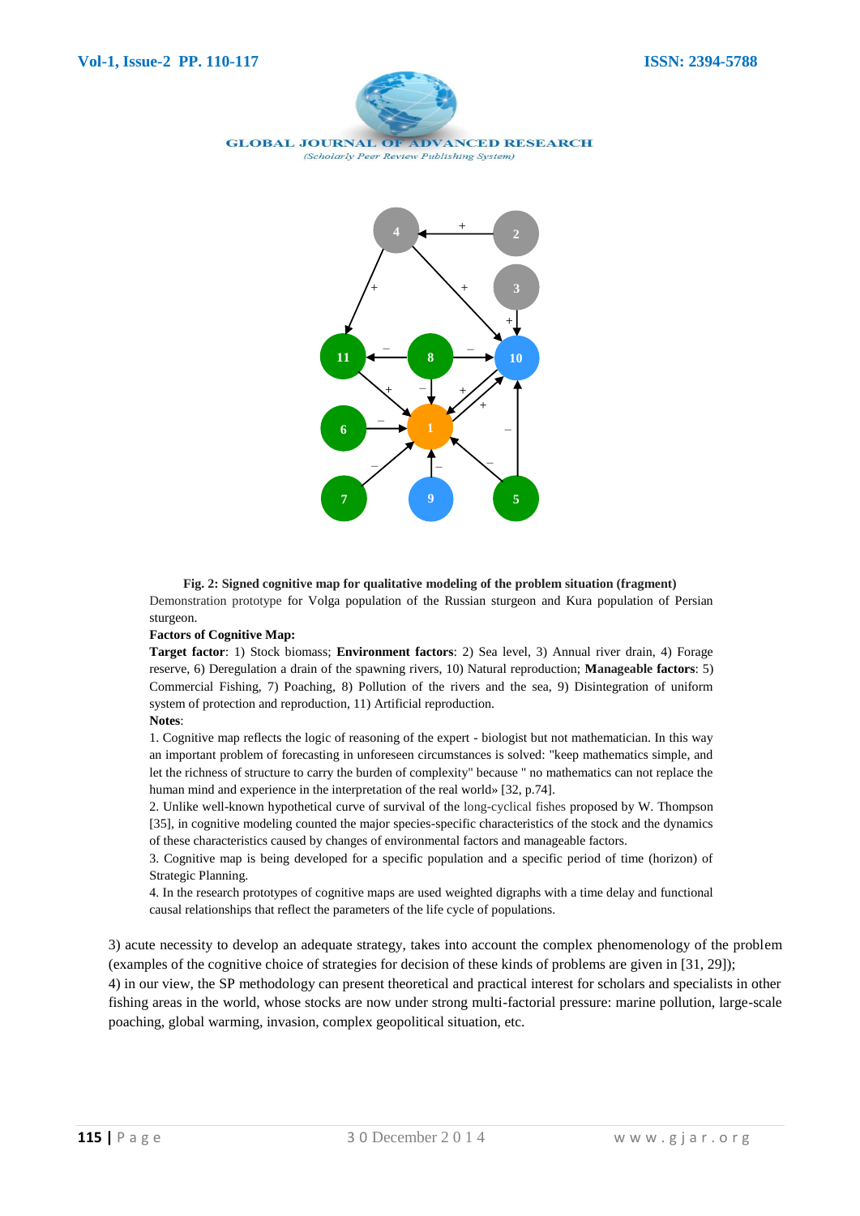**Fig. 2: Signed cognitive map for qualitative modeling of the problem situation (fragment)**

Demonstration prototype for Volga population of the Russian sturgeon and Kura population of Persian sturgeon.

**Factors of Cognitive Map:**

**Target factor**: 1) Stock biomass; **Environment factors**: 2) Sea level, 3) Annual river drain, 4) Forage reserve, 6) Deregulation a drain of the spawning rivers, 10) Natural reproduction; **Manageable factors**: 5) Commercial Fishing, 7) Poaching, 8) Pollution of the rivers and the sea, 9) Disintegration of uniform system of protection and reproduction, 11) Artificial reproduction.

**Notes**:

1. Cognitive map reflects the logic of reasoning of the expert - biologist but not mathematician. In this way an important problem of forecasting in unforeseen circumstances is solved: "keep mathematics simple, and let the richness of structure to carry the burden of complexity" because " no mathematics can not replace the human mind and experience in the interpretation of the real world» [32, p.74].
2. Unlike well-known hypothetical curve of survival of the long-cyclical fishes proposed by W. Thompson [35], in cognitive modeling counted the major species-specific characteristics of the stock and the dynamics of these characteristics caused by changes of environmental factors and manageable factors.
3. Cognitive map is being developed for a specific population and a specific period of time (horizon) of Strategic Planning.
4. In the research prototypes of cognitive maps are used weighted digraphs with a time delay and functional causal relationships that reflect the parameters of the life cycle of populations.

3) acute necessity to develop an adequate strategy, takes into account the complex phenomenology of the problem (examples of the cognitive choice of strategies for decision of these kinds of problems are given in [31, 29]);

4) in our view, the SP methodology can present theoretical and practical interest for scholars and specialists in other fishing areas in the world, whose stocks are now under strong multi-factorial pressure: marine pollution, large-scale poaching, global warming, invasion, complex geopolitical situation, etc.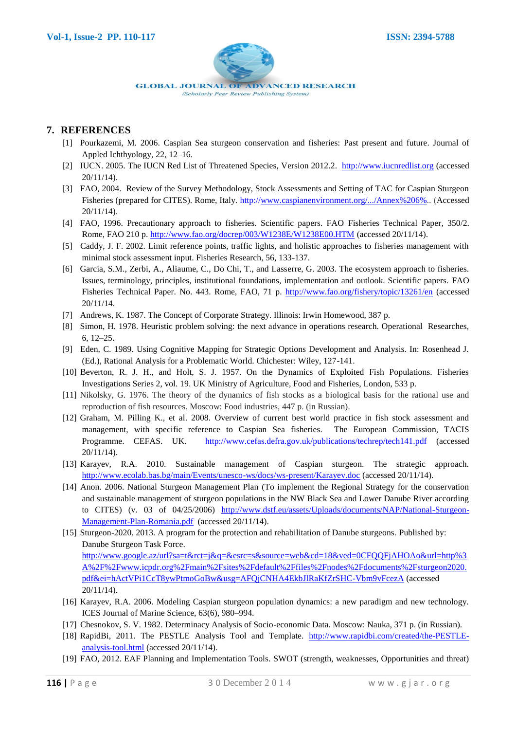## 7. REFERENCES

[1] Pourkazemi, M. 2006. Caspian Sea sturgeon conservation and fisheries: Past present and future. Journal of Appled Ichthyology, 22, 12–16.

[2] IUCN. 2005. The IUCN Red List of Threatened Species, Version 2012.2. http://www.iucnredlist.org (accessed 20/11/14).

[3] FAO, 2004. Review of the Survey Methodology, Stock Assessments and Setting of TAC for Caspian Sturgeon Fisheries (prepared for CITES). Rome, Italy. http://www.caspianenvironment.org/.../Annex%206%.. (Accessed 20/11/14).

[4] FAO, 1996. Precautionary approach to fisheries. Scientific papers. FAO Fisheries Technical Paper, 350/2. Rome, FAO 210 p. http://www.fao.org/docrep/003/W1238E/W1238E00.HTM (accessed 20/11/14).

[5] Caddy, J. F. 2002. Limit reference points, traffic lights, and holistic approaches to fisheries management with minimal stock assessment input. Fisheries Research, 56, 133-137.

[6] Garcia, S.M., Zerbi, A., Aliaume, C., Do Chi, T., and Lasserre, G. 2003. The ecosystem approach to fisheries. Issues, terminology, principles, institutional foundations, implementation and outlook. Scientific papers. FAO Fisheries Technical Paper. No. 443. Rome, FAO, 71 p. http://www.fao.org/fishery/topic/13261/en (accessed 20/11/14.

[7] Andrews, K. 1987. The Concept of Corporate Strategy. Illinois: Irwin Homewood, 387 p.

[8] Simon, H. 1978. Heuristic problem solving: the next advance in operations research. Operational Researches, 6, 12–25.

[9] Eden, C. 1989. Using Cognitive Mapping for Strategic Options Development and Analysis. In: Rosenhead J. (Ed.), Rational Analysis for a Problematic World. Chichester: Wiley, 127-141.

[10] Beverton, R. J. H., and Holt, S. J. 1957. On the Dynamics of Exploited Fish Populations. Fisheries Investigations Series 2, vol. 19. UK Ministry of Agriculture, Food and Fisheries, London, 533 p.

[11] Nikolsky, G. 1976. The theory of the dynamics of fish stocks as a biological basis for the rational use and reproduction of fish resources. Moscow: Food industries, 447 p. (in Russian).

[12] Graham, M. Pilling K., et al. 2008. Overview of current best world practice in fish stock assessment and management, with specific reference to Caspian Sea fisheries. The European Commission, TACIS Programme. CEFAS. UK. http://www.cefas.defra.gov.uk/publications/techrep/tech141.pdf (accessed 20/11/14).

[13] Karayev, R.A. 2010. Sustainable management of Caspian sturgeon. The strategic approach. http://www.ecolab.bas.bg/main/Events/unesco-ws/docs/ws-present/Karayev.doc (accessed 20/11/14).

[14] Anon. 2006. National Sturgeon Management Plan (To implement the Regional Strategy for the conservation and sustainable management of sturgeon populations in the NW Black Sea and Lower Danube River according to CITES) (v. 03 of 04/25/2006) http://www.dstf.eu/assets/Uploads/documents/NAP/National-Sturgeon-Management-Plan-Romania.pdf (accessed 20/11/14).

[15] Sturgeon-2020. 2013. A program for the protection and rehabilitation of Danube sturgeons. Published by: Danube Sturgeon Task Force. http://www.google.az/url?sa=t&rct=j&q=&esrc=s&source=web&cd=18&ved=0CFQQFjAHOAo&url=http%3A%2F%2Fwww.icpdr.org%2Fmain%2Fsites%2Fdefault%2Ffiles%2Fnodes%2Fdocuments%2Fsturgeon2020.pdf&ei=hActVPi1CcT8ywPtmoGoBw&usg=AFQjCNHA4EkbJlRaKfZrSHC-Vbm9vFcezA (accessed 20/11/14).

[16] Karayev, R.A. 2006. Modeling Caspian sturgeon population dynamics: a new paradigm and new technology. ICES Journal of Marine Science, 63(6), 980–994.

[17] Chesnokov, S. V. 1982. Determinacy Analysis of Socio-economic Data. Moscow: Nauka, 371 p. (in Russian).

[18] RapidBi, 2011. The PESTLE Analysis Tool and Template. http://www.rapidbi.com/created/the-PESTLE-analysis-tool.html (accessed 20/11/14).

[19] FAO, 2012. EAF Planning and Implementation Tools. SWOT (strength, weaknesses, Opportunities and threat)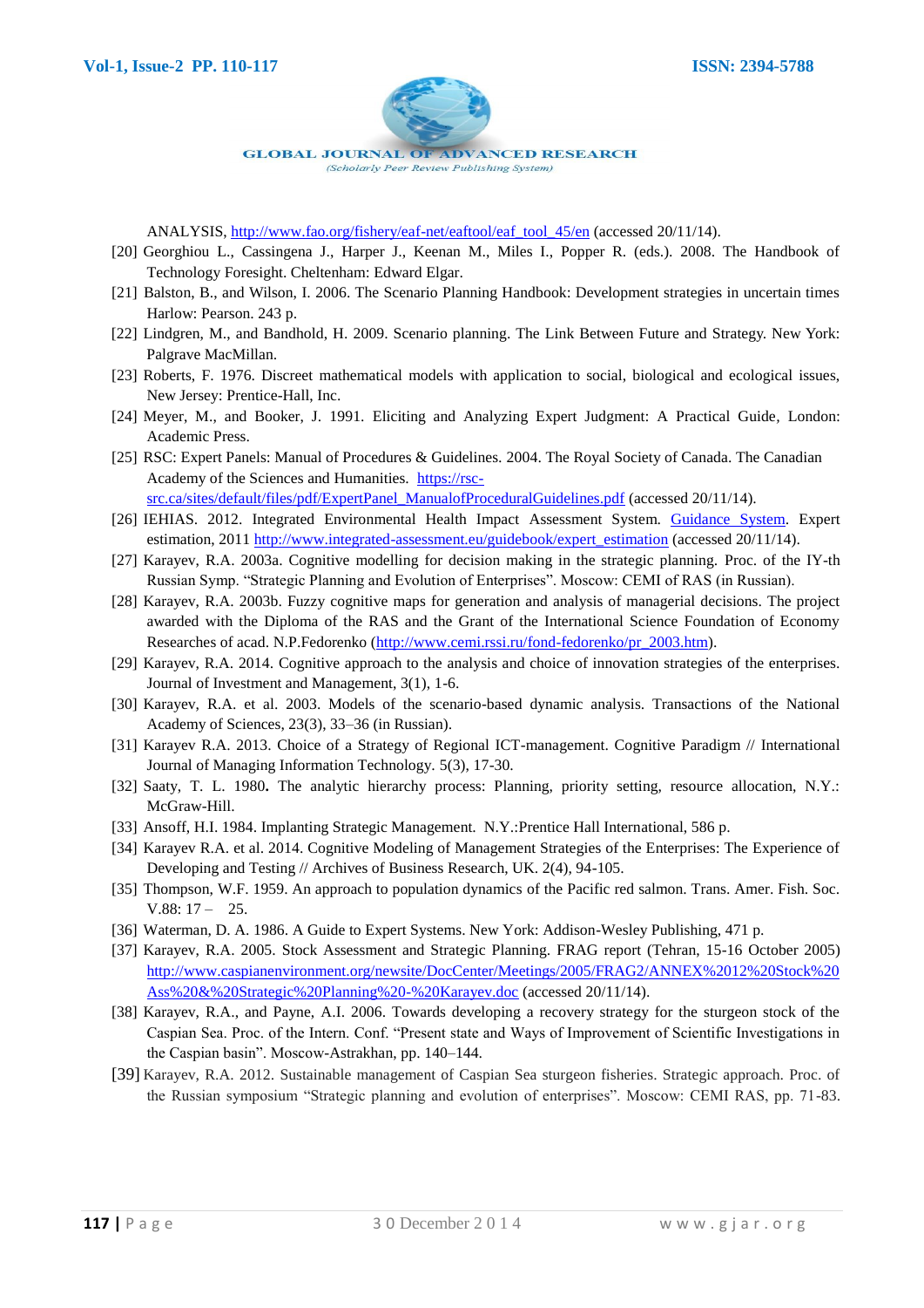ANALYSIS, http://www.fao.org/fishery/eaf-net/eaftool/eaf_tool_45/en (accessed 20/11/14).

[20] Georghiou L., Cassingena J., Harper J., Keenan M., Miles I., Popper R. (eds.). 2008. The Handbook of Technology Foresight. Cheltenham: Edward Elgar.

[21] Balston, B., and Wilson, I. 2006. The Scenario Planning Handbook: Development strategies in uncertain times Harlow: Pearson. 243 p.

[22] Lindgren, M., and Bandhold, H. 2009. Scenario planning. The Link Between Future and Strategy. New York: Palgrave MacMillan.

[23] Roberts, F. 1976. Discreet mathematical models with application to social, biological and ecological issues, New Jersey: Prentice-Hall, Inc.

[24] Meyer, M., and Booker, J. 1991. Eliciting and Analyzing Expert Judgment: A Practical Guide, London: Academic Press.

[25] RSC: Expert Panels: Manual of Procedures & Guidelines. 2004. The Royal Society of Canada. The Canadian Academy of the Sciences and Humanities. https://rsc-src.ca/sites/default/files/pdf/ExpertPanel_ManualofProceduralGuidelines.pdf (accessed 20/11/14).

[26] IEHIAS. 2012. Integrated Environmental Health Impact Assessment System. Guidance System. Expert estimation, 2011 http://www.integrated-assessment.eu/guidebook/expert_estimation (accessed 20/11/14).

[27] Karayev, R.A. 2003a. Cognitive modelling for decision making in the strategic planning. Proc. of the IY-th Russian Symp. “Strategic Planning and Evolution of Enterprises”. Moscow: CEMI of RAS (in Russian).

[28] Karayev, R.A. 2003b. Fuzzy cognitive maps for generation and analysis of managerial decisions. The project awarded with the Diploma of the RAS and the Grant of the International Science Foundation of Economy Researches of acad. N.P.Fedorenko (http://www.cemi.rssi.ru/fond-fedorenko/pr_2003.htm).

[29] Karayev, R.A. 2014. Cognitive approach to the analysis and choice of innovation strategies of the enterprises. Journal of Investment and Management, 3(1), 1-6.

[30] Karayev, R.A. et al. 2003. Models of the scenario-based dynamic analysis. Transactions of the National Academy of Sciences, 23(3), 33–36 (in Russian).

[31] Karayev R.A. 2013. Choice of a Strategy of Regional ICT-management. Cognitive Paradigm // International Journal of Managing Information Technology. 5(3), 17-30.

[32] Saaty, T. L. 1980**.** The analytic hierarchy process: Planning, priority setting, resource allocation, N.Y.: McGraw-Hill.

[33] Ansoff, H.I. 1984. Implanting Strategic Management. N.Y.:Prentice Hall International, 586 p.

[34] Karayev R.A. et al. 2014. Cognitive Modeling of Management Strategies of the Enterprises: The Experience of Developing and Testing // Archives of Business Research, UK. 2(4), 94-105.

[35] Thompson, W.F. 1959. An approach to population dynamics of the Pacific red salmon. Trans. Amer. Fish. Soc. V.88: 17 – 25.

[36] Waterman, D. A. 1986. A Guide to Expert Systems. New York: Addison-Wesley Publishing, 471 p.

[37] Karayev, R.A. 2005. Stock Assessment and Strategic Planning. FRAG report (Tehran, 15-16 October 2005) http://www.caspianenvironment.org/newsite/DocCenter/Meetings/2005/FRAG2/ANNEX%2012%20Stock%20Ass%20&%20Strategic%20Planning%20-%20Karayev.doc (accessed 20/11/14).

[38] Karayev, R.A., and Payne, A.I. 2006. Towards developing a recovery strategy for the sturgeon stock of the Caspian Sea. Proc. of the Intern. Conf. “Present state and Ways of Improvement of Scientific Investigations in the Caspian basin”. Moscow-Astrakhan, pp. 140–144.

[39] Karayev, R.A. 2012. Sustainable management of Caspian Sea sturgeon fisheries. Strategic approach. Proc. of the Russian symposium “Strategic planning and evolution of enterprises”. Moscow: CEMI RAS, pp. 71-83.